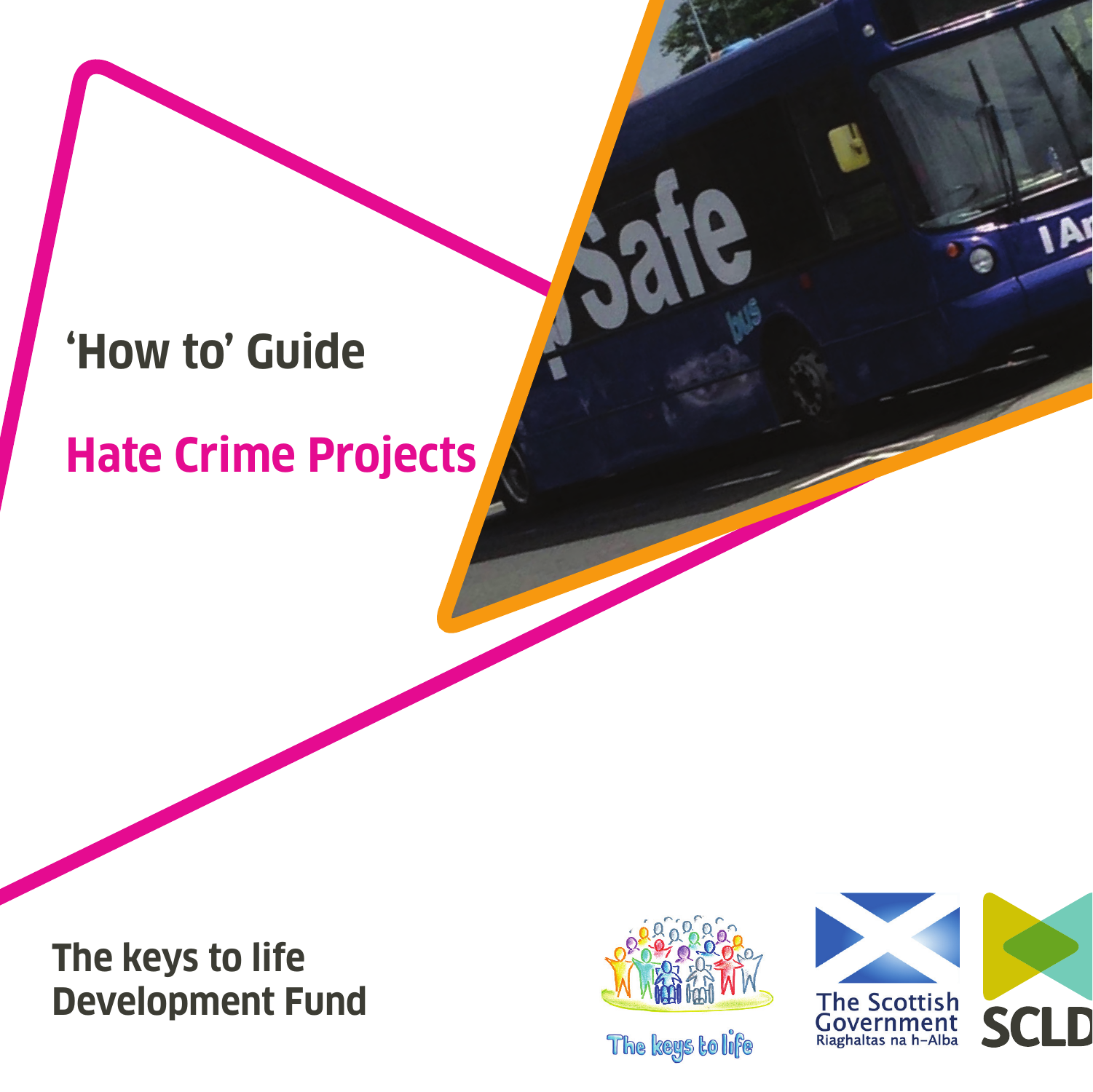# 'How to' Guide

## Hate Crime Projects

**The keys to life Development Fund**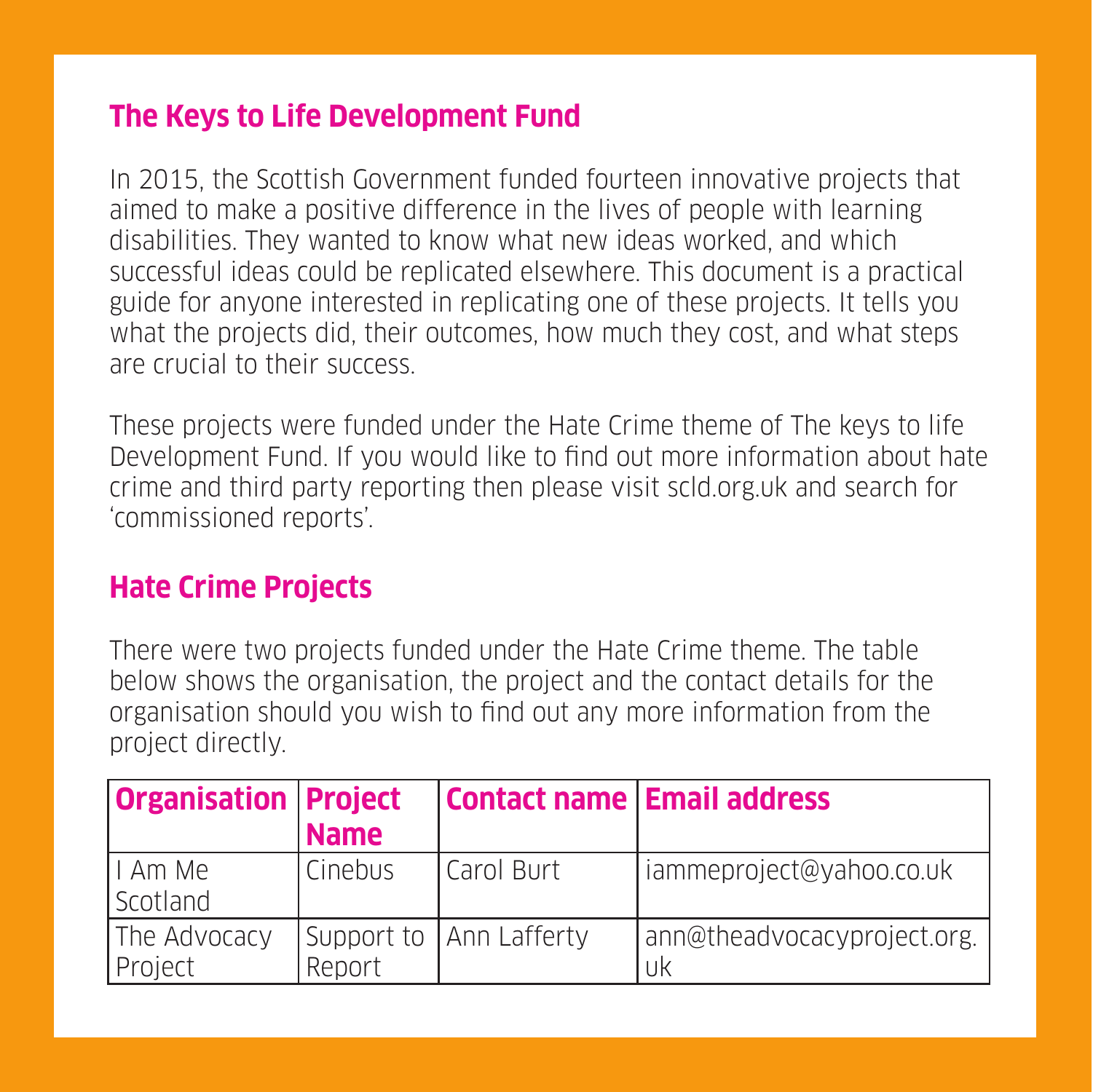## The Keys to Life Development Fund

In 2015, the Scottish Government funded fourteen innovative projects that aimed to make a positive difference in the lives of people with learning disabilities. They wanted to know what new ideas worked, and which successful ideas could be replicated elsewhere. This document is a practical guide for anyone interested in replicating one of these projects. It tells you what the projects did, their outcomes, how much they cost, and what steps are crucial to their success.

These projects were funded under the Hate Crime theme of The keys to life Development Fund. If you would like to find out more information about hate crime and third party reporting then please visit scld.org.uk and search for 'commissioned reports'.

## Hate Crime Projects

There were two projects funded under the Hate Crime theme. The table below shows the organisation, the project and the contact details for the organisation should you wish to find out any more information from the project directly.

| Organisation | Project Name | Contact name | Email address |
|---|---|---|---|
| I Am Me Scotland | Cinebus | Carol Burt | iammeproject@yahoo.co.uk |
| The Advocacy Project | Support to Report | Ann Lafferty | ann@theadvocacyproject.org.uk |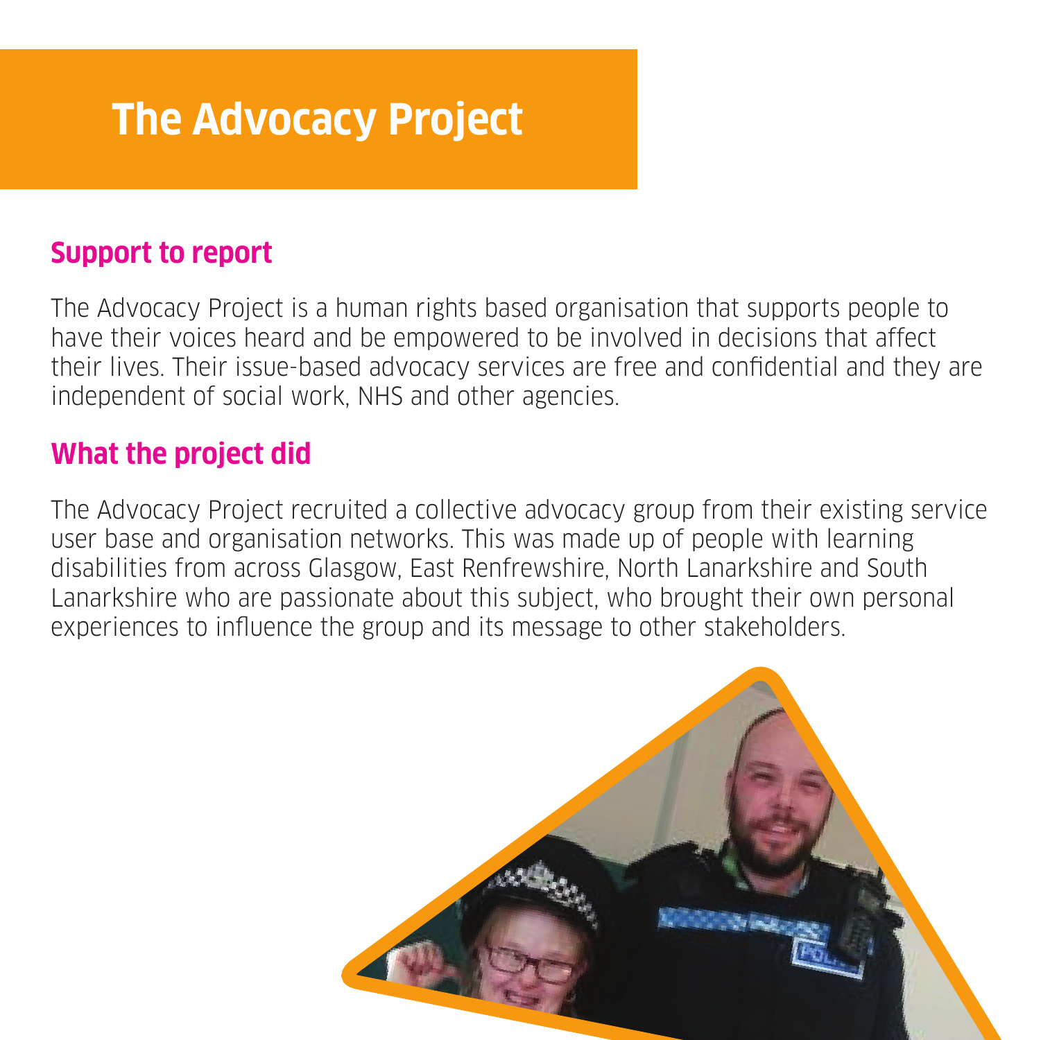# The Advocacy Project

## Support to report

The Advocacy Project is a human rights based organisation that supports people to have their voices heard and be empowered to be involved in decisions that affect their lives. Their issue-based advocacy services are free and confidential and they are independent of social work, NHS and other agencies.

## What the project did

The Advocacy Project recruited a collective advocacy group from their existing service user base and organisation networks. This was made up of people with learning disabilities from across Glasgow, East Renfrewshire, North Lanarkshire and South Lanarkshire who are passionate about this subject, who brought their own personal experiences to influence the group and its message to other stakeholders.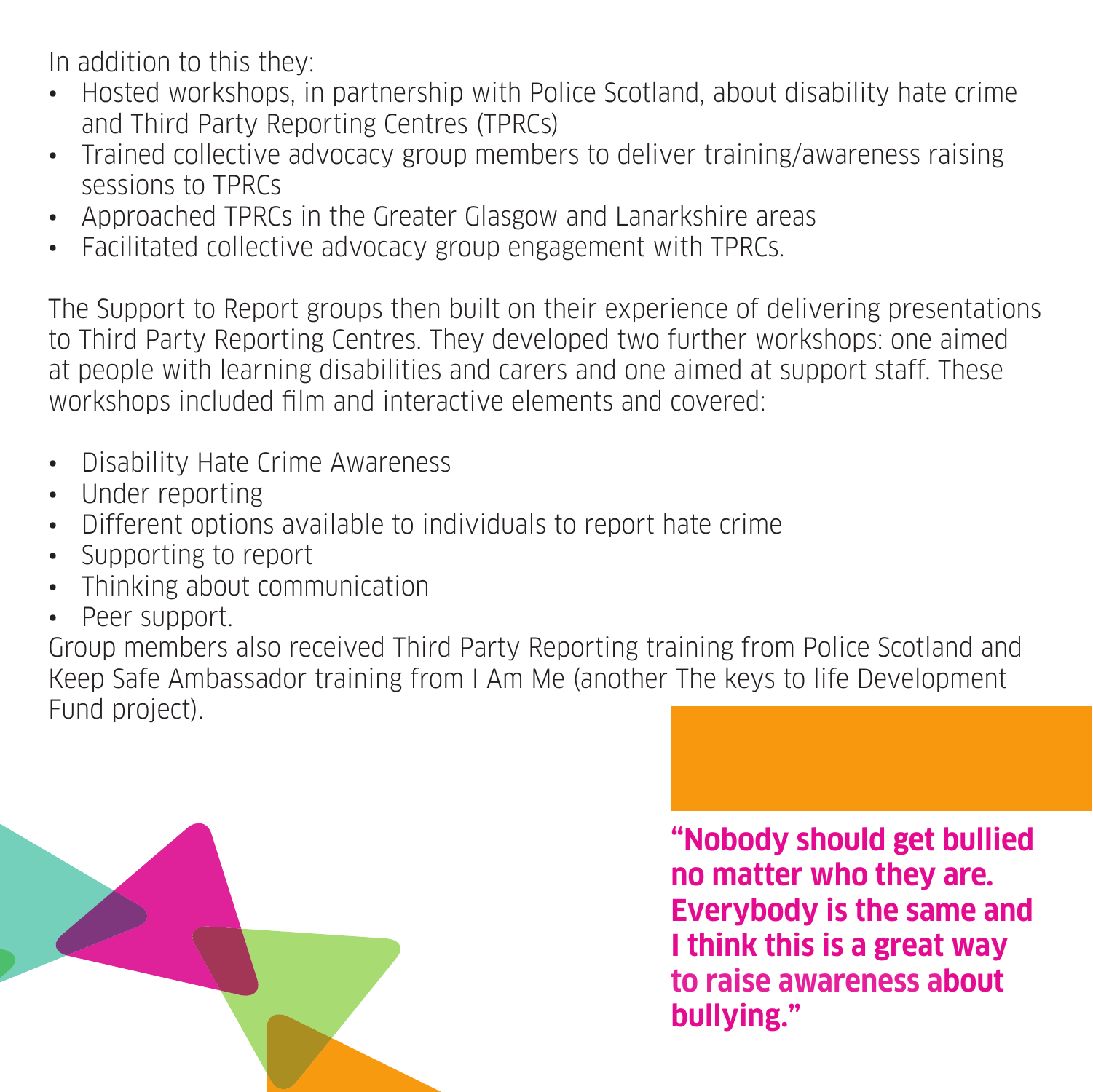In addition to this they:

- Hosted workshops, in partnership with Police Scotland, about disability hate crime and Third Party Reporting Centres (TPRCs)
- Trained collective advocacy group members to deliver training/awareness raising sessions to TPRCs
- Approached TPRCs in the Greater Glasgow and Lanarkshire areas
- Facilitated collective advocacy group engagement with TPRCs.

The Support to Report groups then built on their experience of delivering presentations to Third Party Reporting Centres. They developed two further workshops: one aimed at people with learning disabilities and carers and one aimed at support staff. These workshops included film and interactive elements and covered:

- Disability Hate Crime Awareness
- Under reporting
- Different options available to individuals to report hate crime
- Supporting to report
- Thinking about communication
- Peer support.

Group members also received Third Party Reporting training from Police Scotland and Keep Safe Ambassador training from I Am Me (another The keys to life Development Fund project).

**"Nobody should get bullied no matter who they are. Everybody is the same and I think this is a great way to raise awareness about bullying."**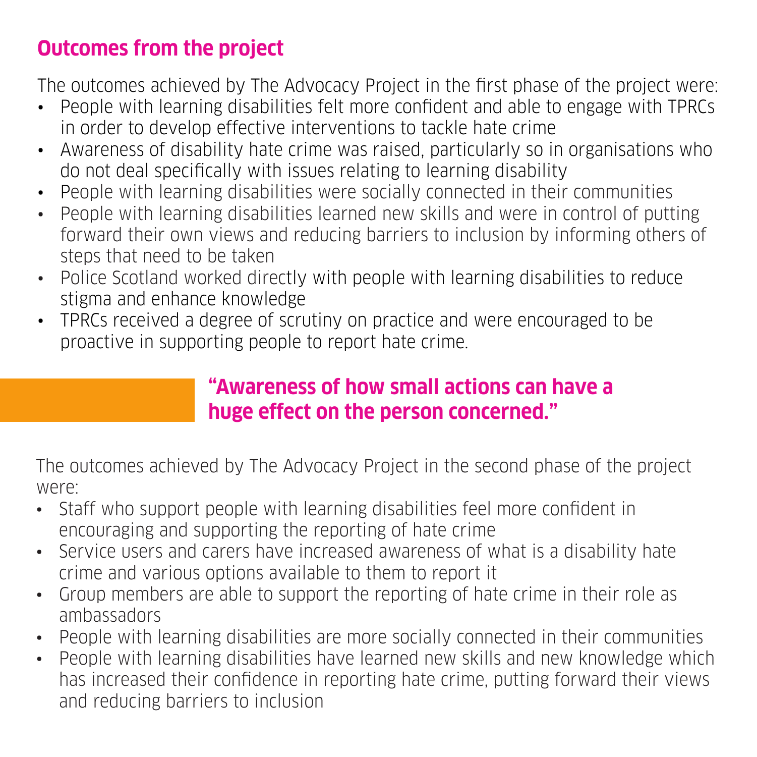## Outcomes from the project

The outcomes achieved by The Advocacy Project in the first phase of the project were:

- People with learning disabilities felt more confident and able to engage with TPRCs in order to develop effective interventions to tackle hate crime
- Awareness of disability hate crime was raised, particularly so in organisations who do not deal specifically with issues relating to learning disability
- People with learning disabilities were socially connected in their communities
- People with learning disabilities learned new skills and were in control of putting forward their own views and reducing barriers to inclusion by informing others of steps that need to be taken
- Police Scotland worked directly with people with learning disabilities to reduce stigma and enhance knowledge
- TPRCs received a degree of scrutiny on practice and were encouraged to be proactive in supporting people to report hate crime.

> **"Awareness of how small actions can have a huge effect on the person concerned."**

The outcomes achieved by The Advocacy Project in the second phase of the project were:

- Staff who support people with learning disabilities feel more confident in encouraging and supporting the reporting of hate crime
- Service users and carers have increased awareness of what is a disability hate crime and various options available to them to report it
- Group members are able to support the reporting of hate crime in their role as ambassadors
- People with learning disabilities are more socially connected in their communities
- People with learning disabilities have learned new skills and new knowledge which has increased their confidence in reporting hate crime, putting forward their views and reducing barriers to inclusion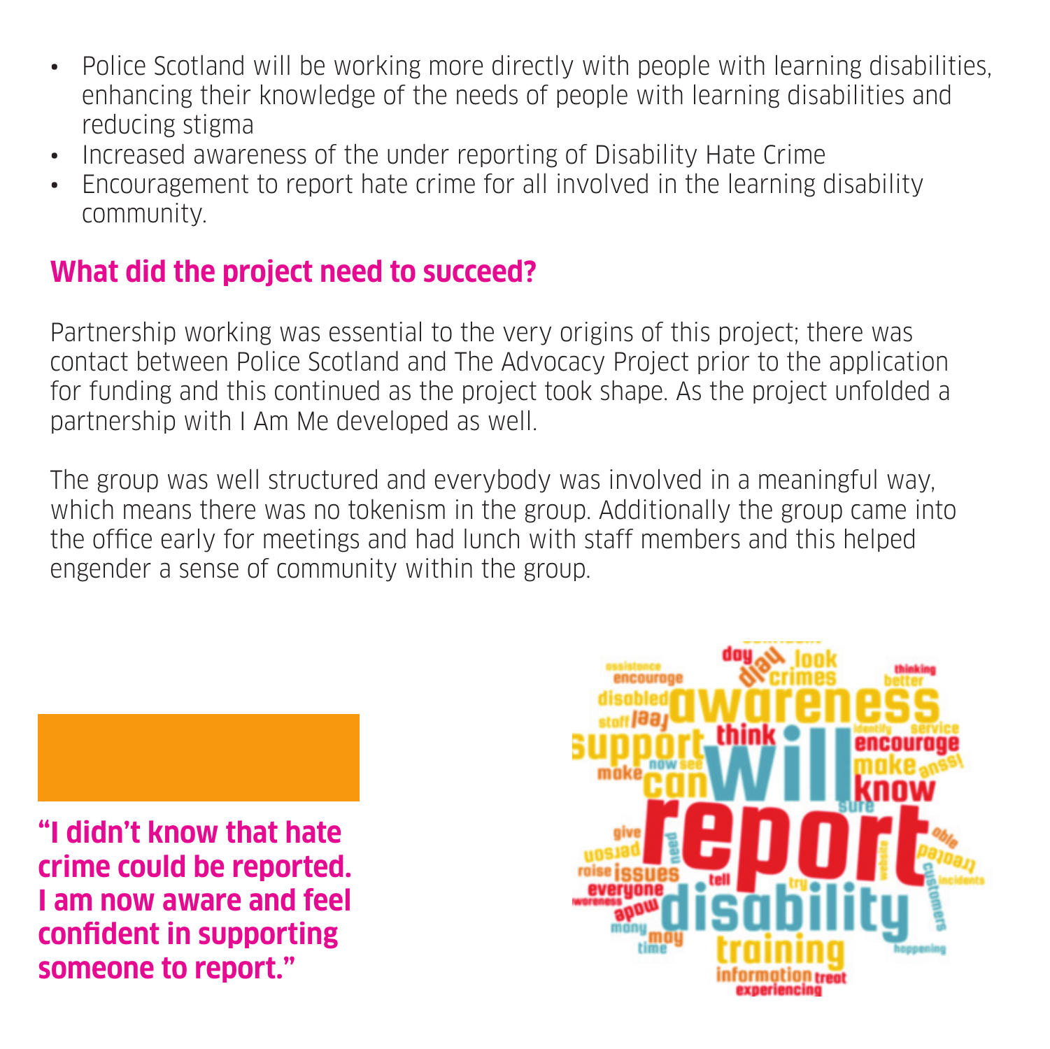- Police Scotland will be working more directly with people with learning disabilities, enhancing their knowledge of the needs of people with learning disabilities and reducing stigma
- Increased awareness of the under reporting of Disability Hate Crime
- Encouragement to report hate crime for all involved in the learning disability community.

## What did the project need to succeed?

Partnership working was essential to the very origins of this project; there was contact between Police Scotland and The Advocacy Project prior to the application for funding and this continued as the project took shape. As the project unfolded a partnership with I Am Me developed as well.

The group was well structured and everybody was involved in a meaningful way, which means there was no tokenism in the group. Additionally the group came into the office early for meetings and had lunch with staff members and this helped engender a sense of community within the group.

**"I didn't know that hate crime could be reported. I am now aware and feel confident in supporting someone to report."**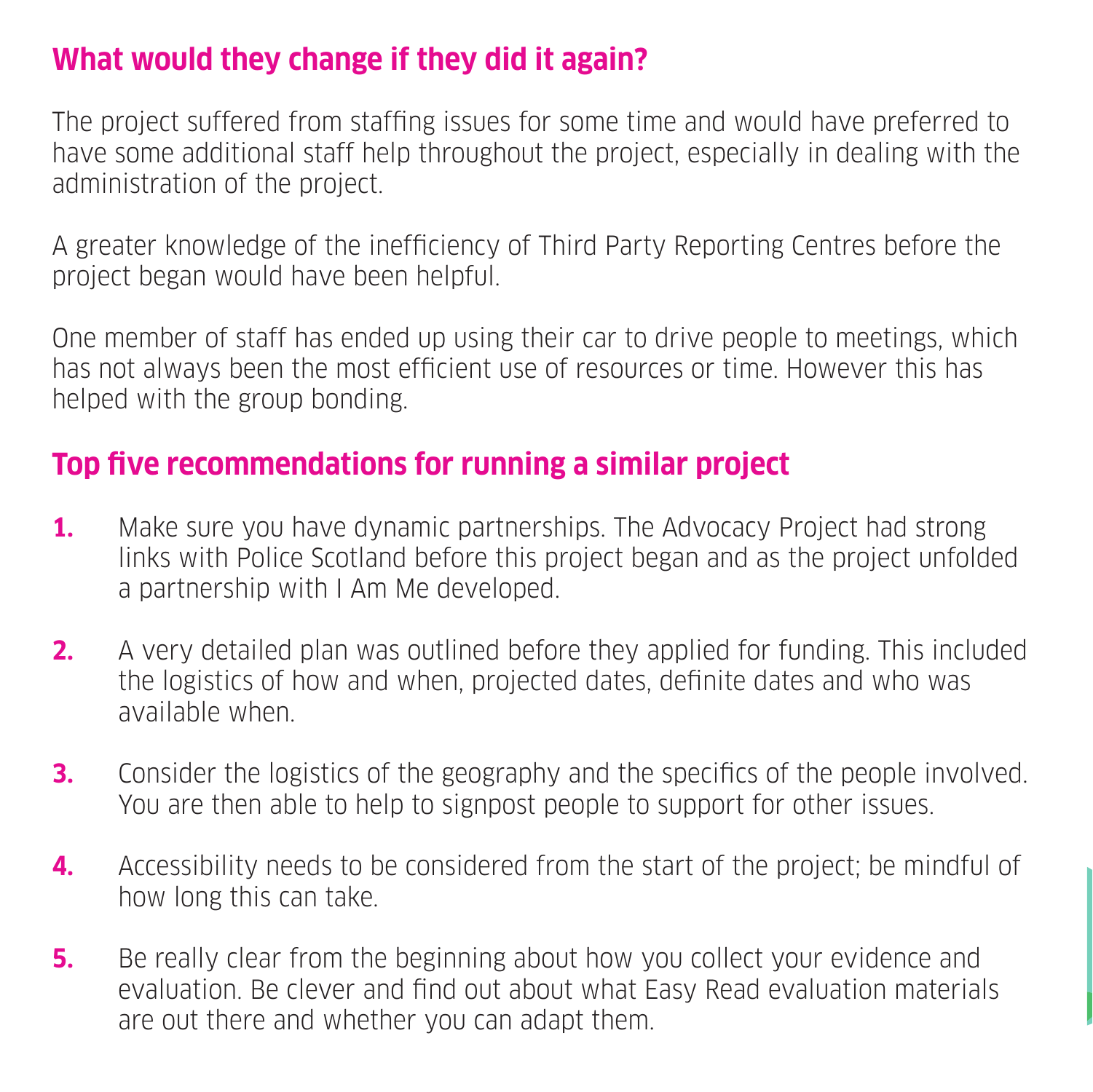## What would they change if they did it again?

The project suffered from staffing issues for some time and would have preferred to have some additional staff help throughout the project, especially in dealing with the administration of the project.

A greater knowledge of the inefficiency of Third Party Reporting Centres before the project began would have been helpful.

One member of staff has ended up using their car to drive people to meetings, which has not always been the most efficient use of resources or time. However this has helped with the group bonding.

## Top five recommendations for running a similar project

1. Make sure you have dynamic partnerships. The Advocacy Project had strong links with Police Scotland before this project began and as the project unfolded a partnership with I Am Me developed.
2. A very detailed plan was outlined before they applied for funding. This included the logistics of how and when, projected dates, definite dates and who was available when.
3. Consider the logistics of the geography and the specifics of the people involved. You are then able to help to signpost people to support for other issues.
4. Accessibility needs to be considered from the start of the project; be mindful of how long this can take.
5. Be really clear from the beginning about how you collect your evidence and evaluation. Be clever and find out about what Easy Read evaluation materials are out there and whether you can adapt them.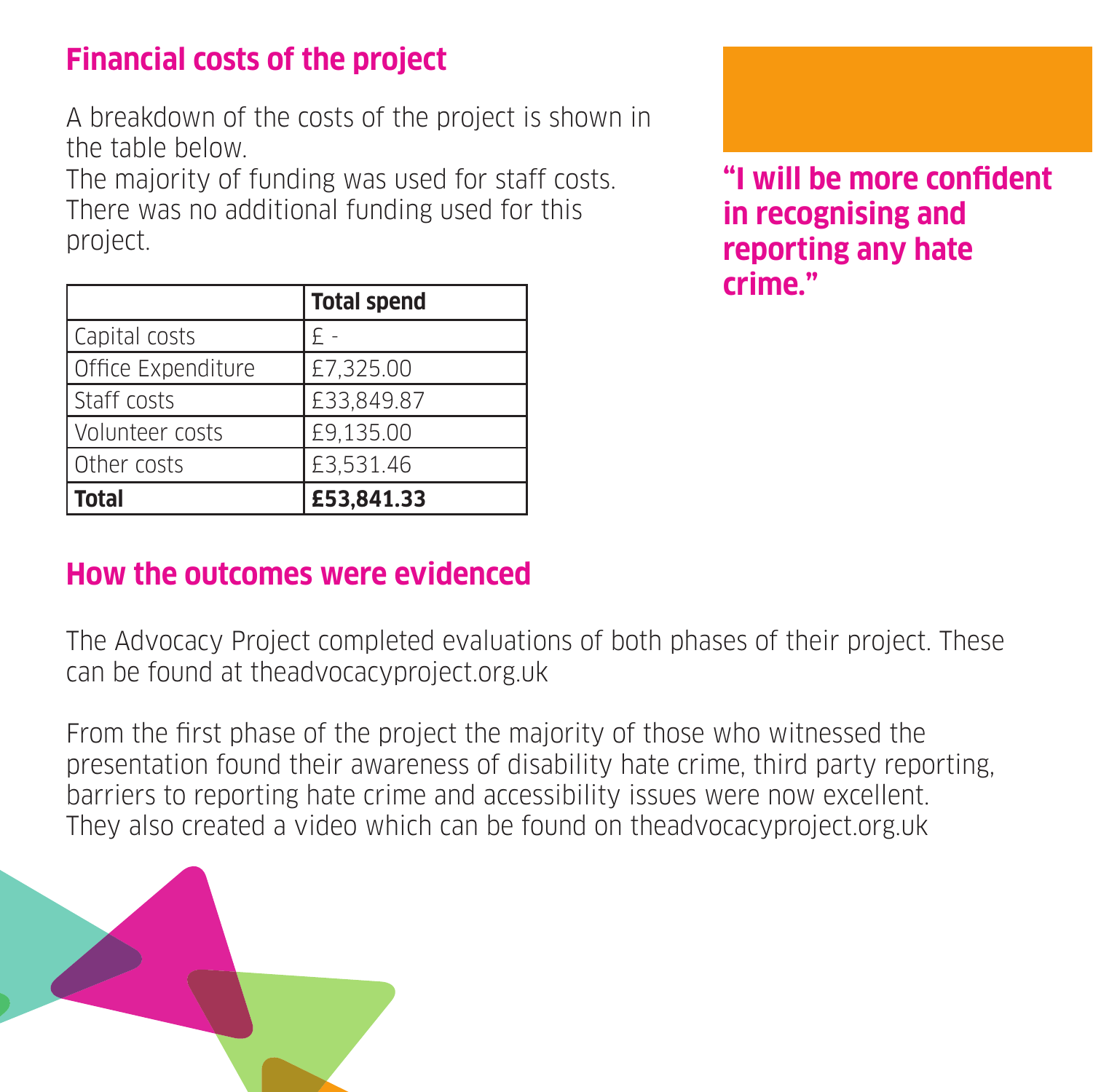## Financial costs of the project

A breakdown of the costs of the project is shown in the table below.
The majority of funding was used for staff costs. There was no additional funding used for this project.

| | **Total spend** |
|---|---|
| Capital costs | £ - |
| Office Expenditure | £7,325.00 |
| Staff costs | £33,849.87 |
| Volunteer costs | £9,135.00 |
| Other costs | £3,531.46 |
| **Total** | **£53,841.33** |

**"I will be more confident in recognising and reporting any hate crime."**

## How the outcomes were evidenced

The Advocacy Project completed evaluations of both phases of their project. These can be found at theadvocacyproject.org.uk

From the first phase of the project the majority of those who witnessed the presentation found their awareness of disability hate crime, third party reporting, barriers to reporting hate crime and accessibility issues were now excellent. They also created a video which can be found on theadvocacyproject.org.uk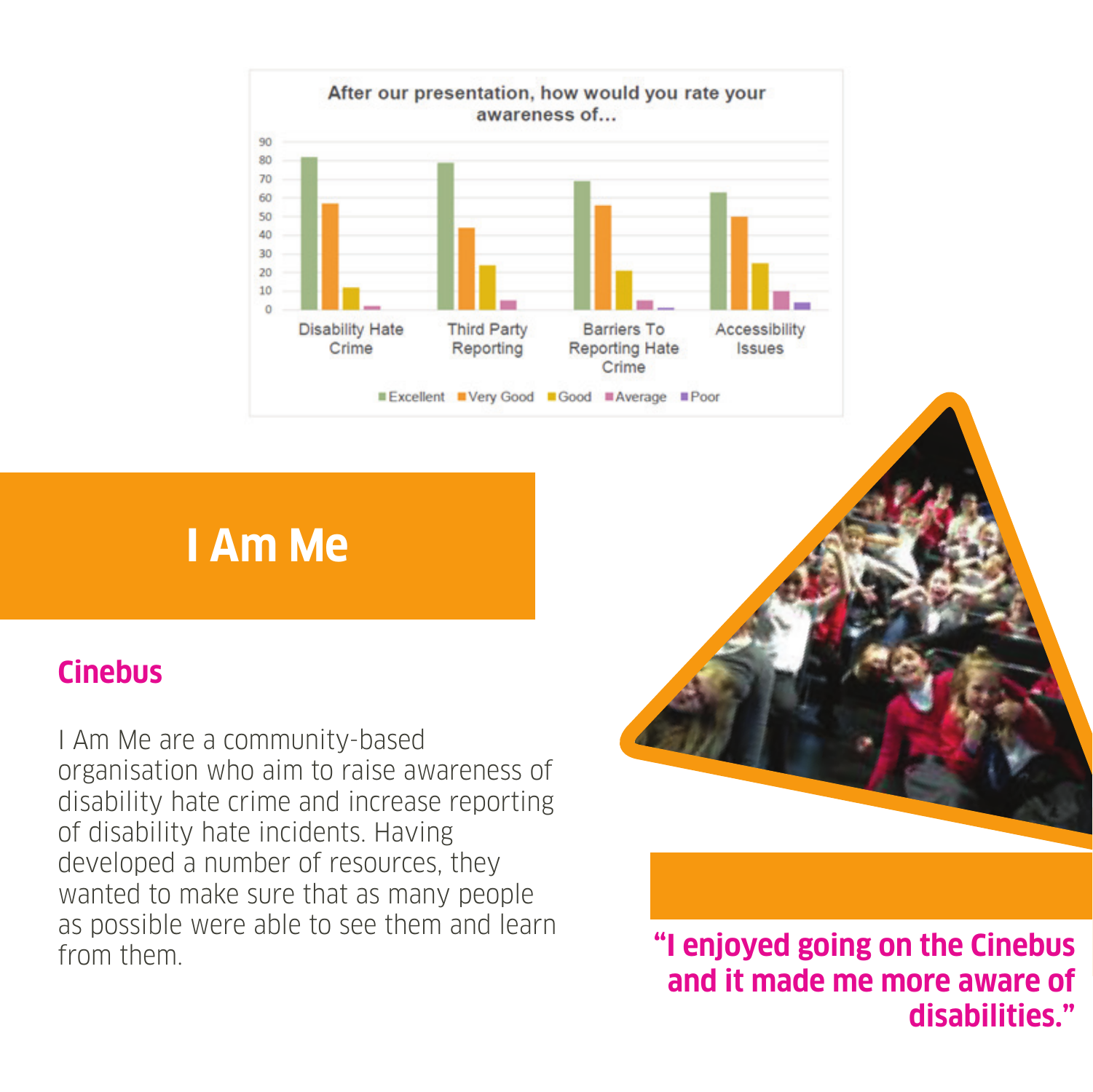After our presentation, how would you rate your awareness of...

| | Excellent | Very Good | Good | Average | Poor |
|---|---|---|---|---|---|
| Disability Hate Crime | 82 | 57 | 12 | 2 | |
| Third Party Reporting | 79 | 44 | 24 | 5 | |
| Barriers To Reporting Hate Crime | 69 | 56 | 21 | 5 | 1 |
| Accessibility Issues | 63 | 50 | 25 | 10 | 4 |

# I Am Me

## Cinebus

I Am Me are a community-based organisation who aim to raise awareness of disability hate crime and increase reporting of disability hate incidents. Having developed a number of resources, they wanted to make sure that as many people as possible were able to see them and learn from them.

**"I enjoyed going on the Cinebus and it made me more aware of disabilities."**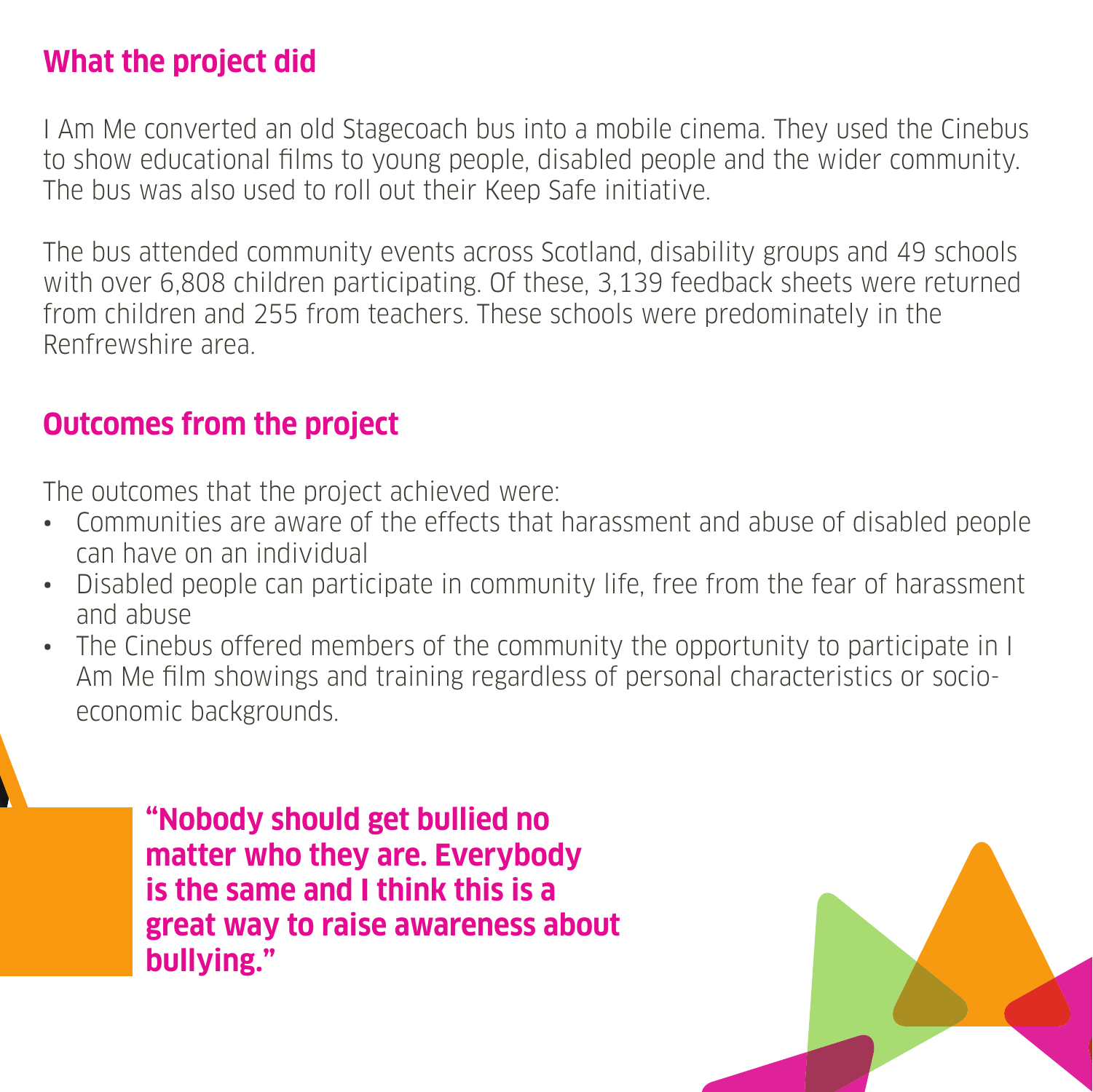## What the project did

I Am Me converted an old Stagecoach bus into a mobile cinema. They used the Cinebus to show educational films to young people, disabled people and the wider community. The bus was also used to roll out their Keep Safe initiative.

The bus attended community events across Scotland, disability groups and 49 schools with over 6,808 children participating. Of these, 3,139 feedback sheets were returned from children and 255 from teachers. These schools were predominately in the Renfrewshire area.

## Outcomes from the project

The outcomes that the project achieved were:

- Communities are aware of the effects that harassment and abuse of disabled people can have on an individual
- Disabled people can participate in community life, free from the fear of harassment and abuse
- The Cinebus offered members of the community the opportunity to participate in I Am Me film showings and training regardless of personal characteristics or socio-economic backgrounds.

**"Nobody should get bullied no matter who they are. Everybody is the same and I think this is a great way to raise awareness about bullying."**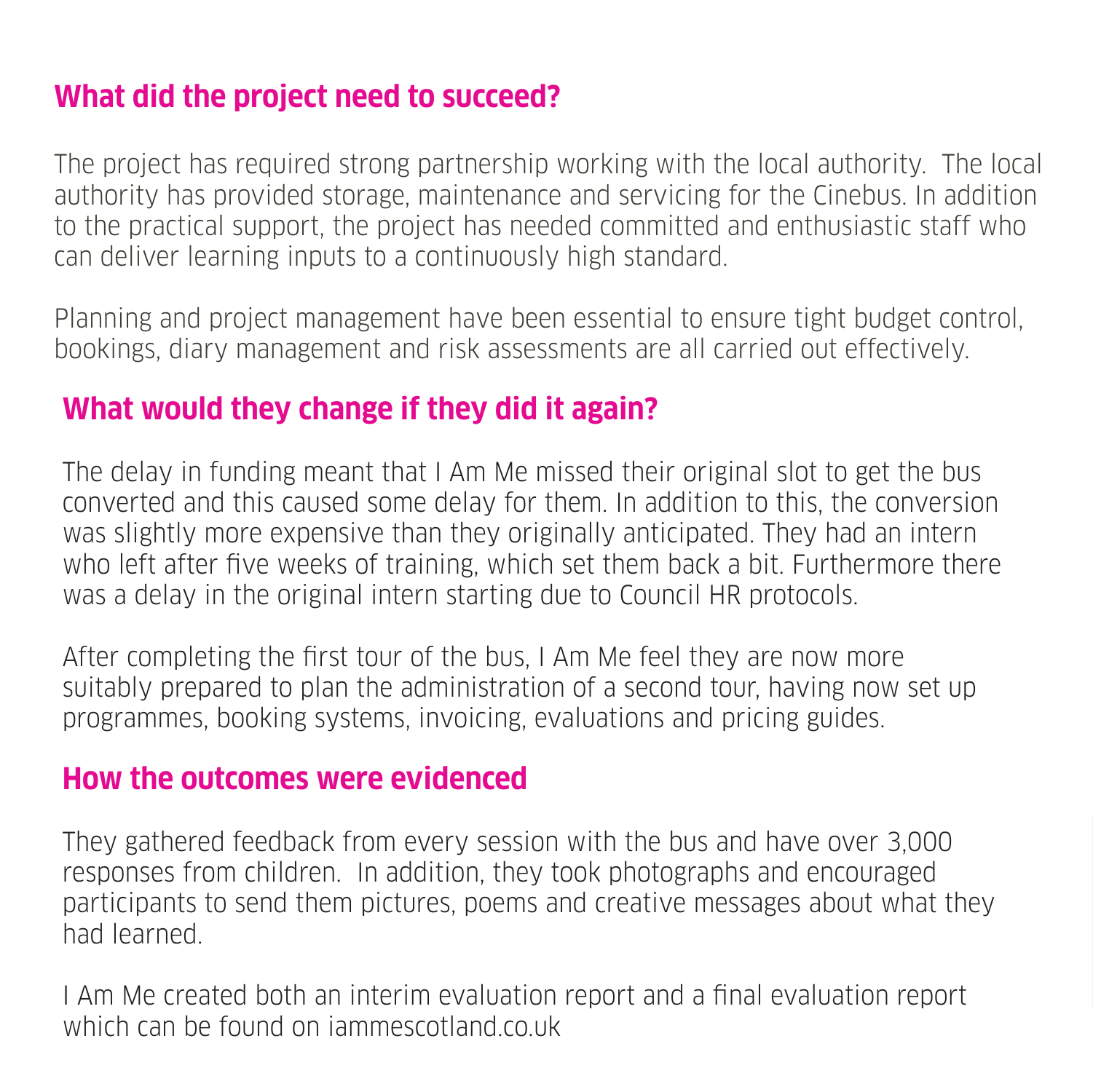## What did the project need to succeed?

The project has required strong partnership working with the local authority. The local authority has provided storage, maintenance and servicing for the Cinebus. In addition to the practical support, the project has needed committed and enthusiastic staff who can deliver learning inputs to a continuously high standard.

Planning and project management have been essential to ensure tight budget control, bookings, diary management and risk assessments are all carried out effectively.

## What would they change if they did it again?

The delay in funding meant that I Am Me missed their original slot to get the bus converted and this caused some delay for them. In addition to this, the conversion was slightly more expensive than they originally anticipated. They had an intern who left after five weeks of training, which set them back a bit. Furthermore there was a delay in the original intern starting due to Council HR protocols.

After completing the first tour of the bus, I Am Me feel they are now more suitably prepared to plan the administration of a second tour, having now set up programmes, booking systems, invoicing, evaluations and pricing guides.

## How the outcomes were evidenced

They gathered feedback from every session with the bus and have over 3,000 responses from children. In addition, they took photographs and encouraged participants to send them pictures, poems and creative messages about what they had learned.

I Am Me created both an interim evaluation report and a final evaluation report which can be found on iammescotland.co.uk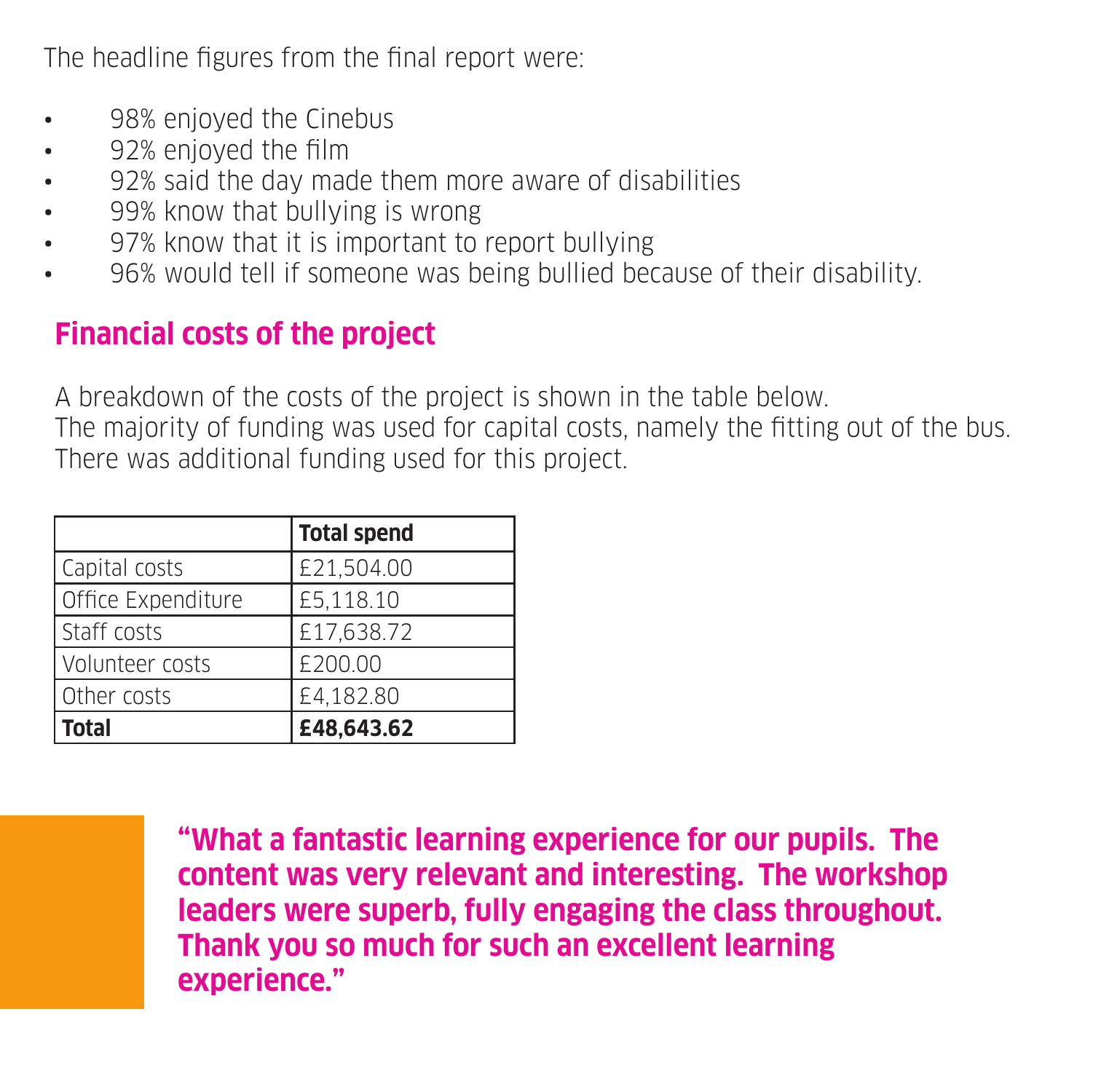The headline figures from the final report were:

- 98% enjoyed the Cinebus
- 92% enjoyed the film
- 92% said the day made them more aware of disabilities
- 99% know that bullying is wrong
- 97% know that it is important to report bullying
- 96% would tell if someone was being bullied because of their disability.

## Financial costs of the project

A breakdown of the costs of the project is shown in the table below.
The majority of funding was used for capital costs, namely the fitting out of the bus.
There was additional funding used for this project.

| | **Total spend** |
|---|---|
| Capital costs | £21,504.00 |
| Office Expenditure | £5,118.10 |
| Staff costs | £17,638.72 |
| Volunteer costs | £200.00 |
| Other costs | £4,182.80 |
| **Total** | **£48,643.62** |

**"What a fantastic learning experience for our pupils. The content was very relevant and interesting. The workshop leaders were superb, fully engaging the class throughout. Thank you so much for such an excellent learning experience."**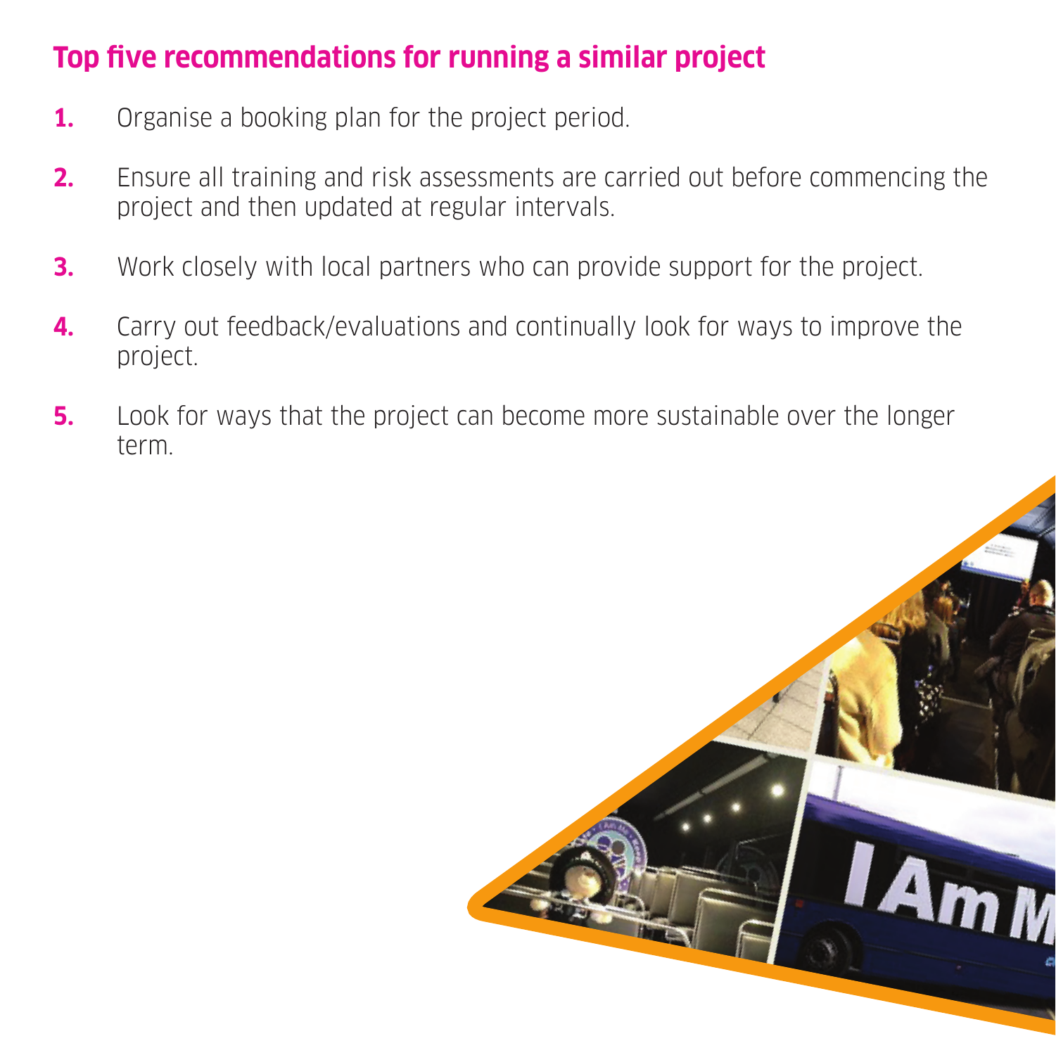## Top five recommendations for running a similar project

1. Organise a booking plan for the project period.
2. Ensure all training and risk assessments are carried out before commencing the project and then updated at regular intervals.
3. Work closely with local partners who can provide support for the project.
4. Carry out feedback/evaluations and continually look for ways to improve the project.
5. Look for ways that the project can become more sustainable over the longer term.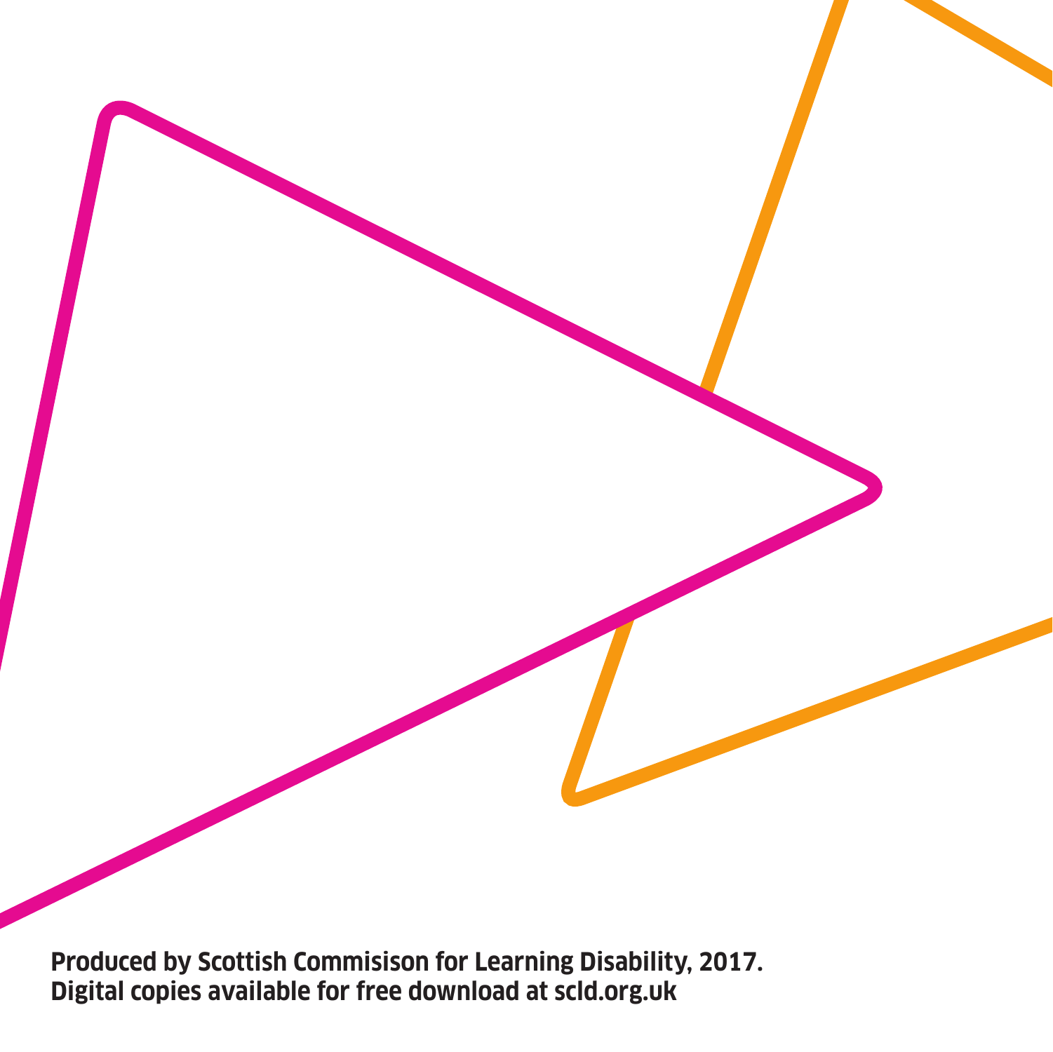**Produced by Scottish Commisison for Learning Disability, 2017.**
**Digital copies available for free download at scld.org.uk**